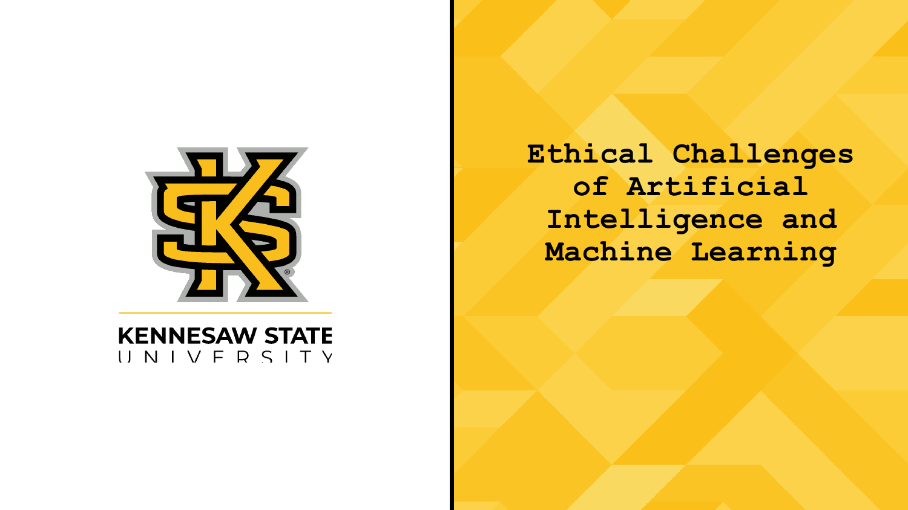KENNESAW STATE UNIVERSITY

# Ethical Challenges of Artificial Intelligence and Machine Learning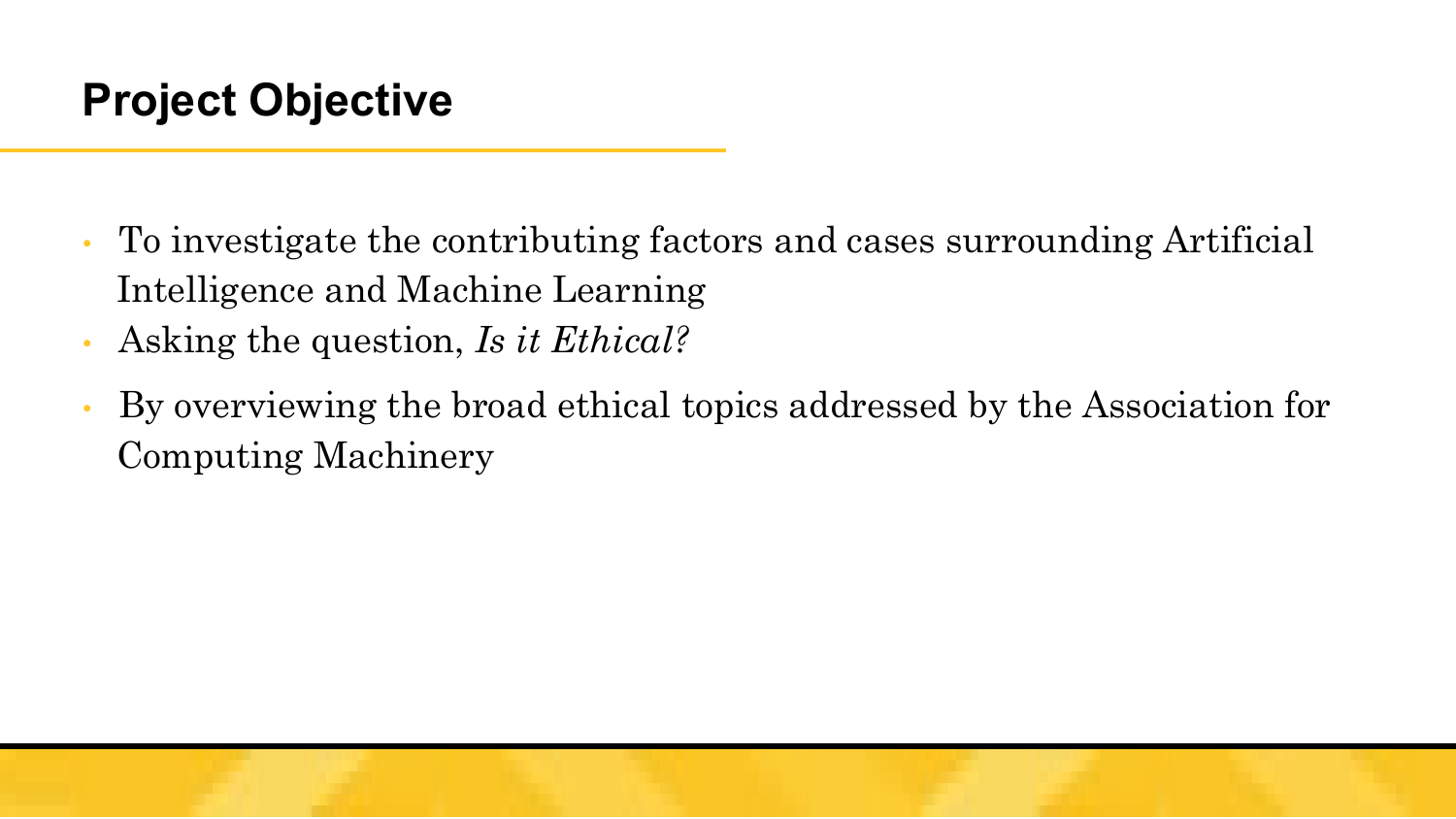## Project Objective

- To investigate the contributing factors and cases surrounding Artificial Intelligence and Machine Learning
- Asking the question, *Is it Ethical?*
- By overviewing the broad ethical topics addressed by the Association for Computing Machinery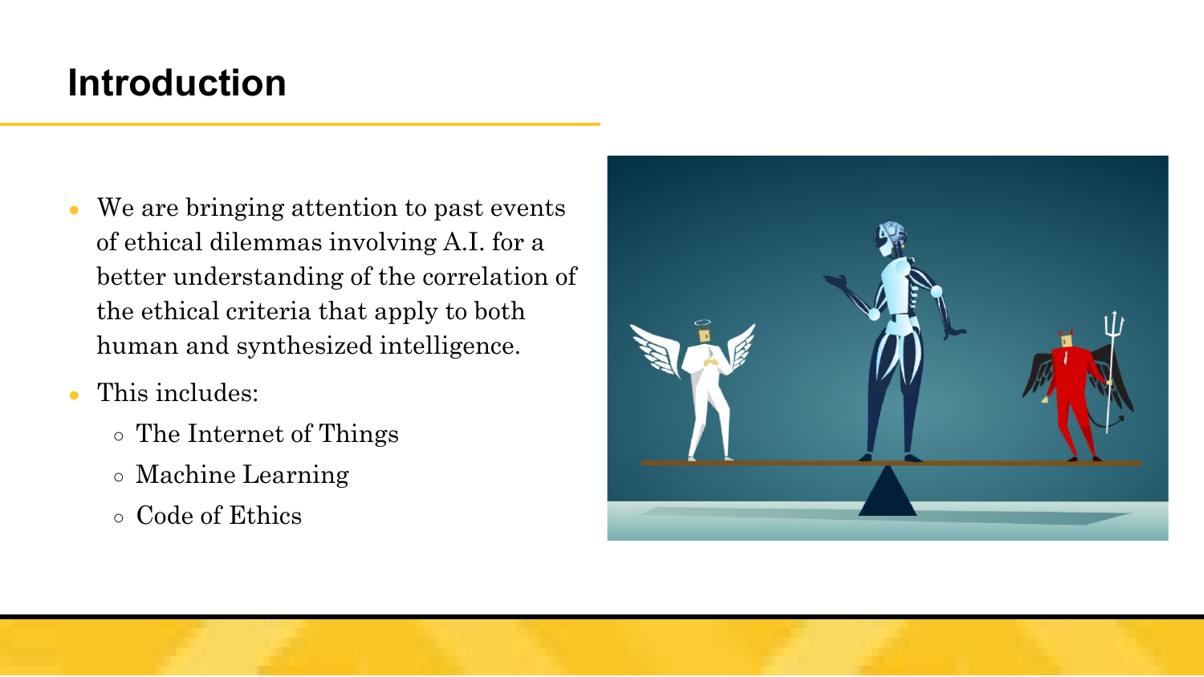# Introduction

- We are bringing attention to past events of ethical dilemmas involving A.I. for a better understanding of the correlation of the ethical criteria that apply to both human and synthesized intelligence.
- This includes:
  - The Internet of Things
  - Machine Learning
  - Code of Ethics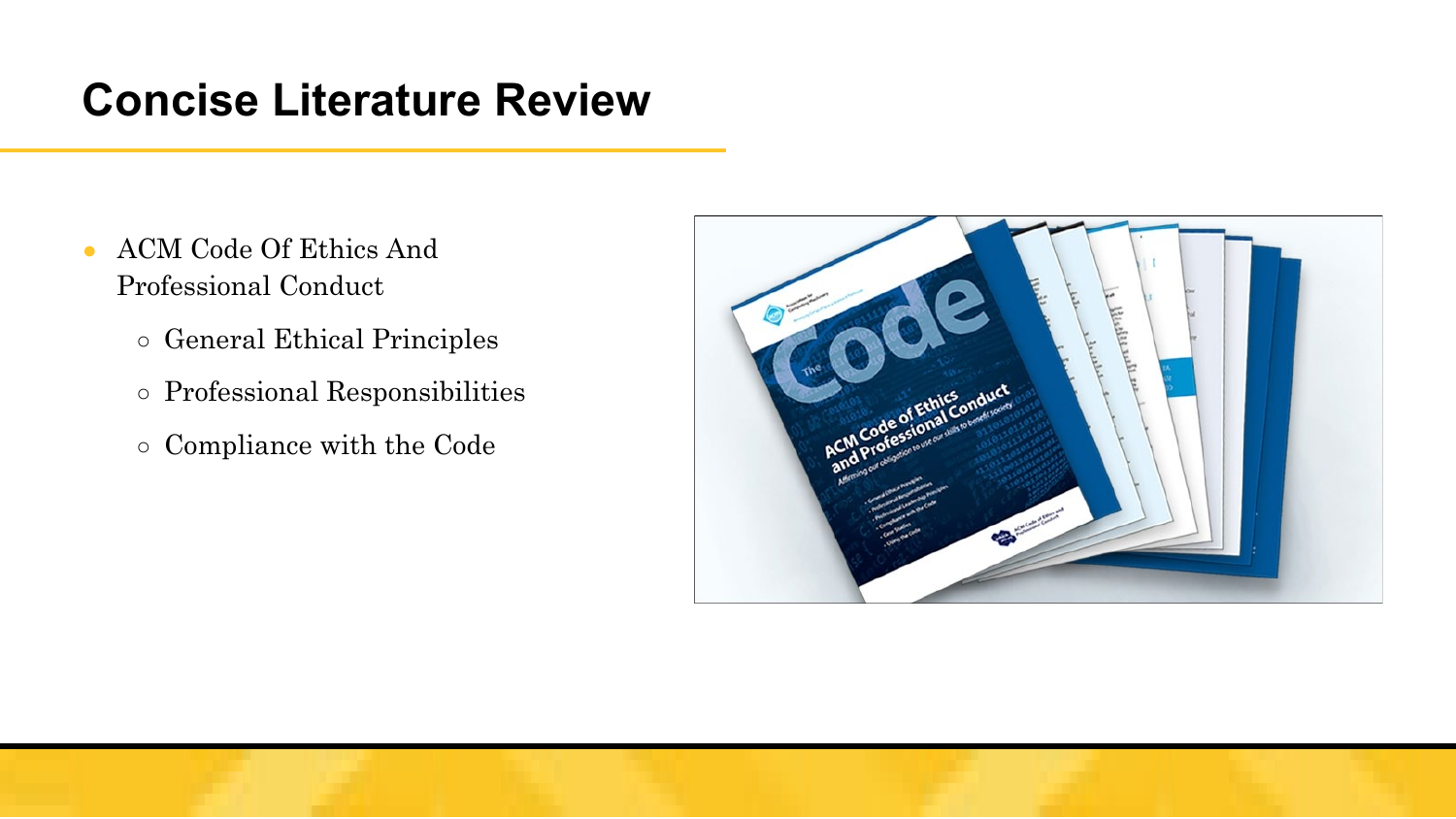# Concise Literature Review

- ACM Code Of Ethics And Professional Conduct
  - General Ethical Principles
  - Professional Responsibilities
  - Compliance with the Code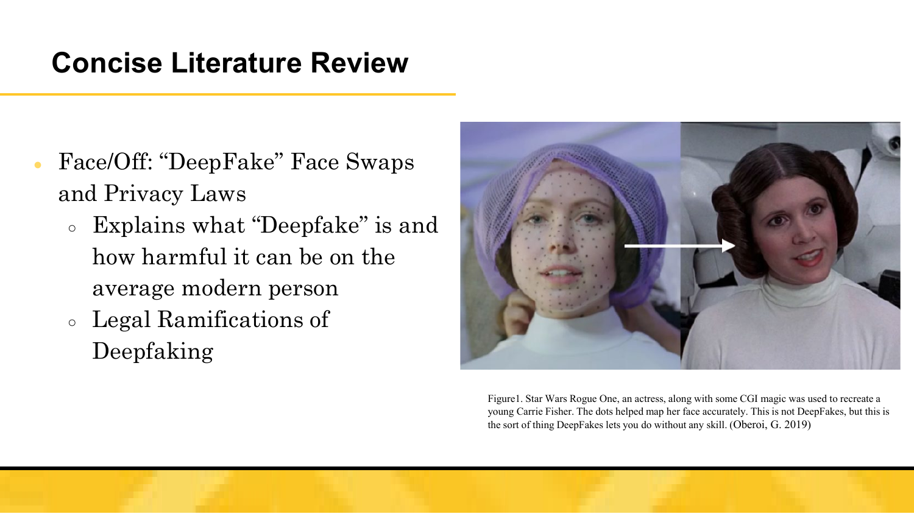# Concise Literature Review

- Face/Off: "DeepFake" Face Swaps and Privacy Laws
  - Explains what "Deepfake" is and how harmful it can be on the average modern person
  - Legal Ramifications of Deepfaking

Figure1. Star Wars Rogue One, an actress, along with some CGI magic was used to recreate a young Carrie Fisher. The dots helped map her face accurately. This is not DeepFakes, but this is the sort of thing DeepFakes lets you do without any skill. (Oberoi, G. 2019)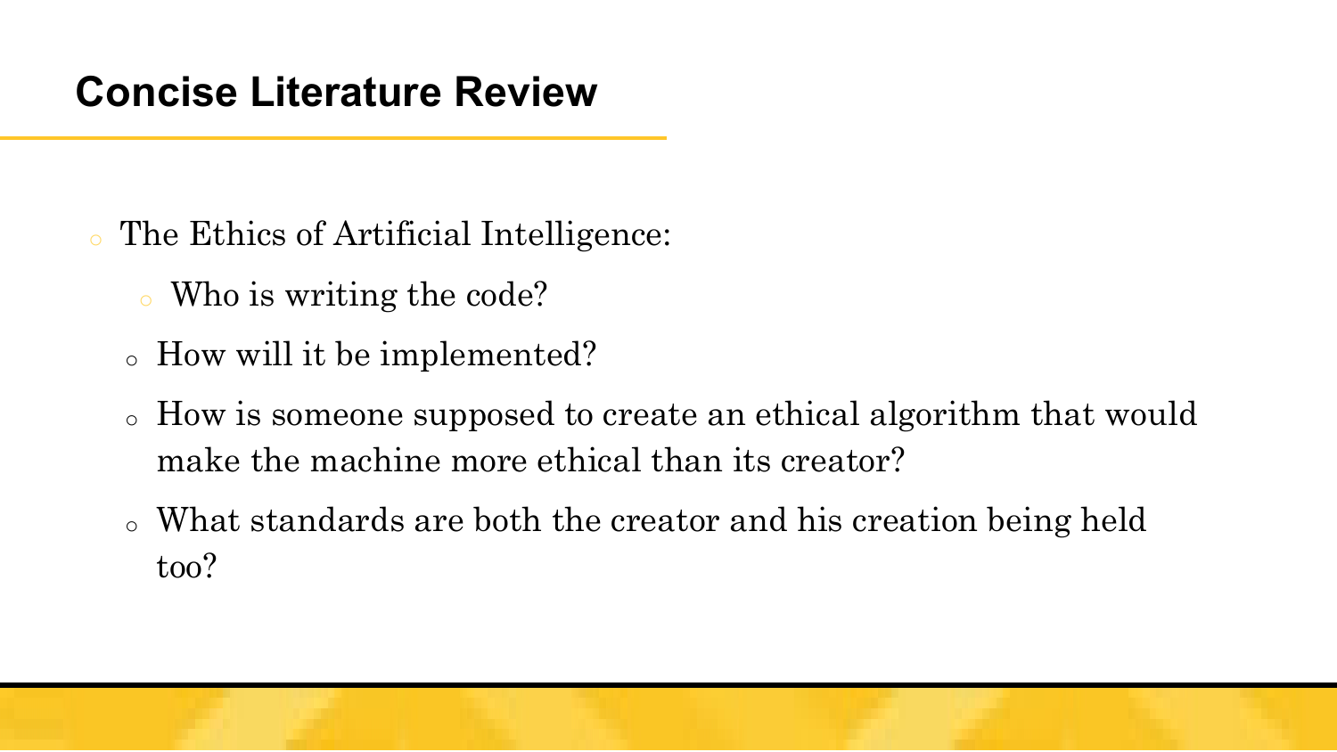## Concise Literature Review

- The Ethics of Artificial Intelligence:
  - Who is writing the code?
  - How will it be implemented?
  - How is someone supposed to create an ethical algorithm that would make the machine more ethical than its creator?
  - What standards are both the creator and his creation being held too?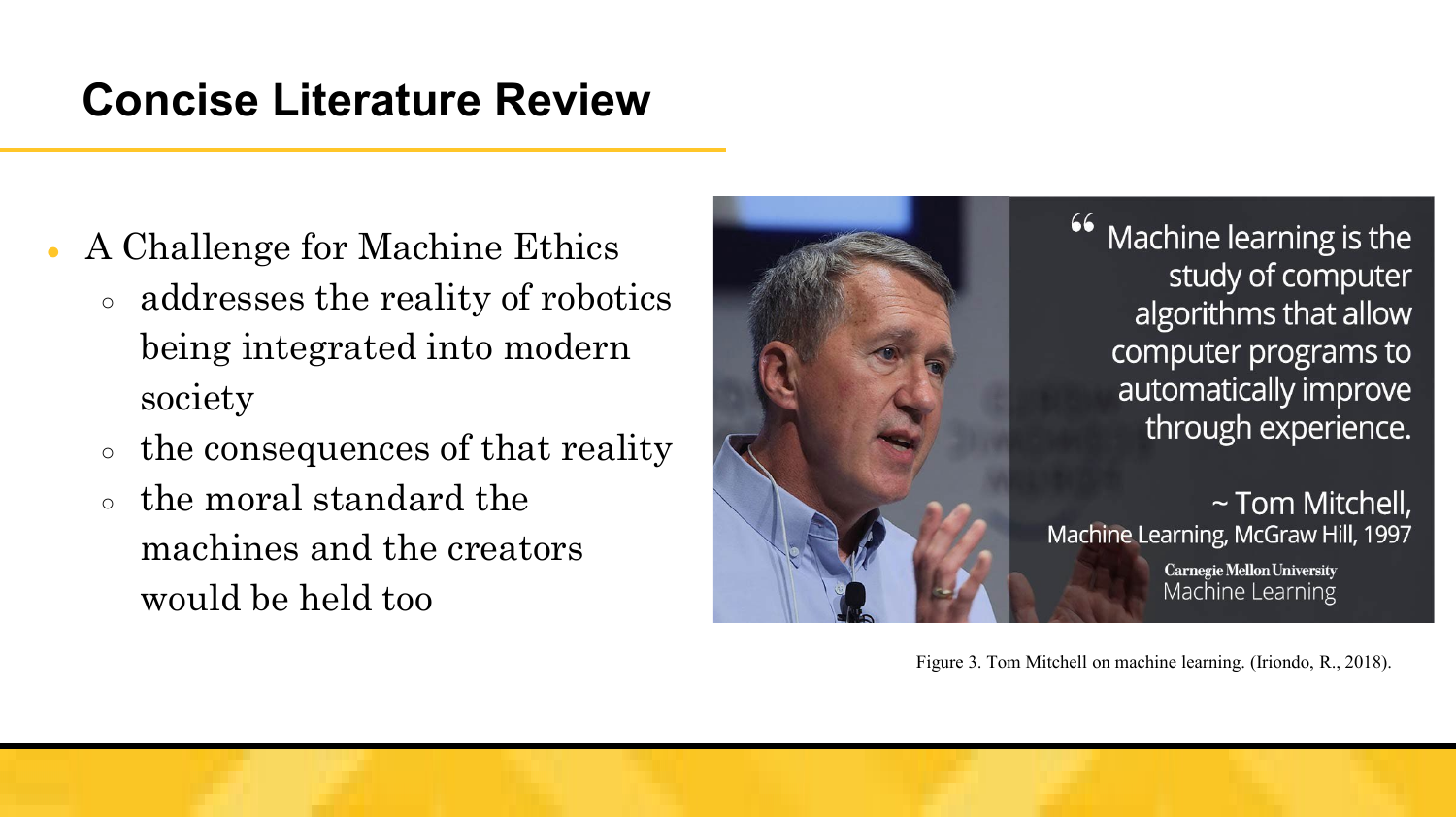# Concise Literature Review

- A Challenge for Machine Ethics
  - addresses the reality of robotics being integrated into modern society
  - the consequences of that reality
  - the moral standard the machines and the creators would be held too

Figure 3. Tom Mitchell on machine learning. (Iriondo, R., 2018).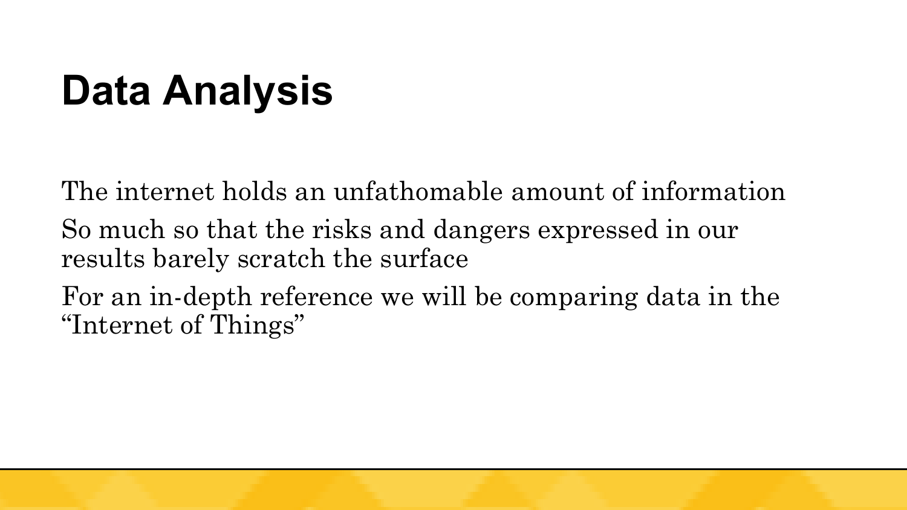# Data Analysis

The internet holds an unfathomable amount of information

So much so that the risks and dangers expressed in our results barely scratch the surface

For an in-depth reference we will be comparing data in the "Internet of Things"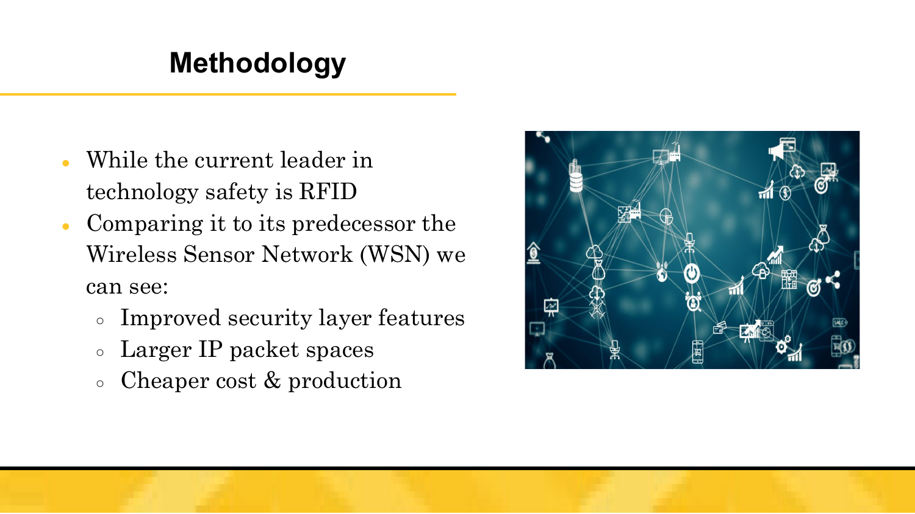# Methodology

- While the current leader in technology safety is RFID
- Comparing it to its predecessor the Wireless Sensor Network (WSN) we can see:
  - Improved security layer features
  - Larger IP packet spaces
  - Cheaper cost & production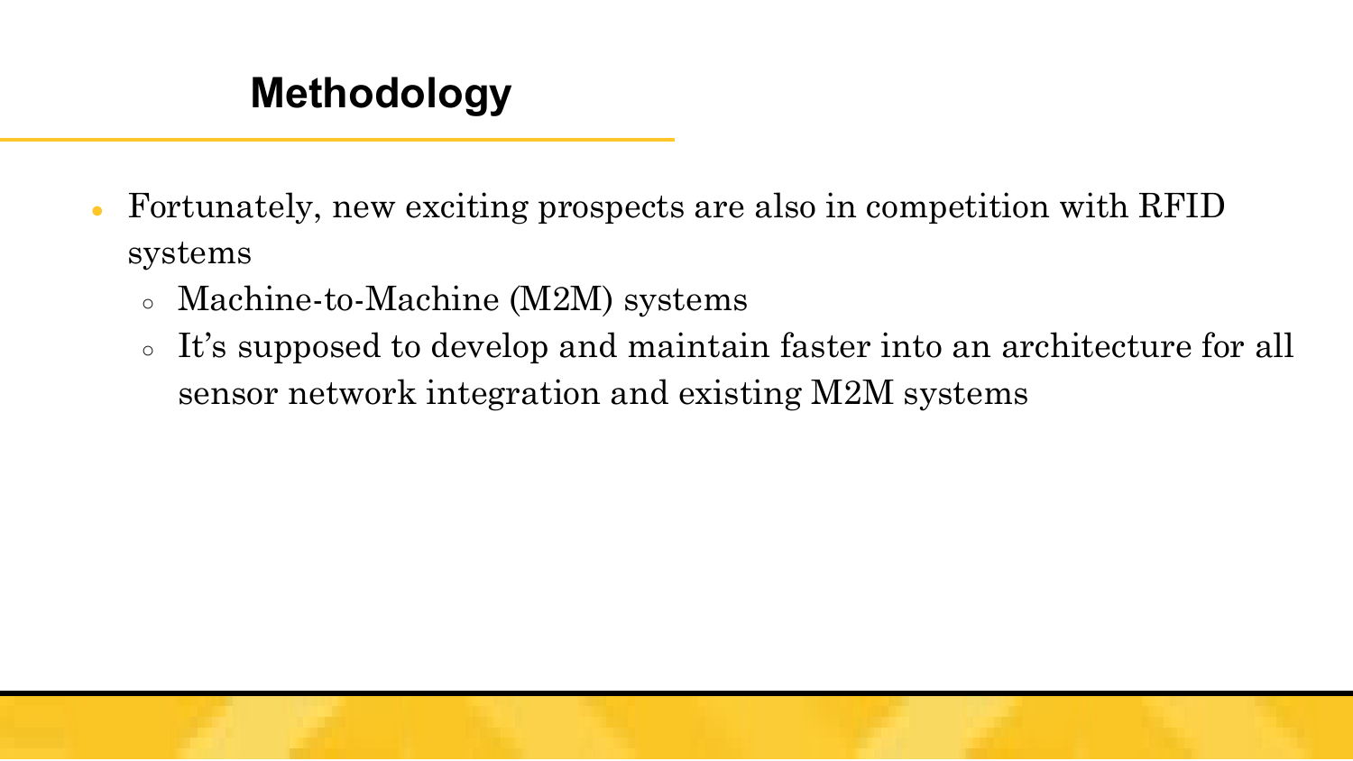## Methodology

- Fortunately, new exciting prospects are also in competition with RFID systems
  - Machine-to-Machine (M2M) systems
  - It's supposed to develop and maintain faster into an architecture for all sensor network integration and existing M2M systems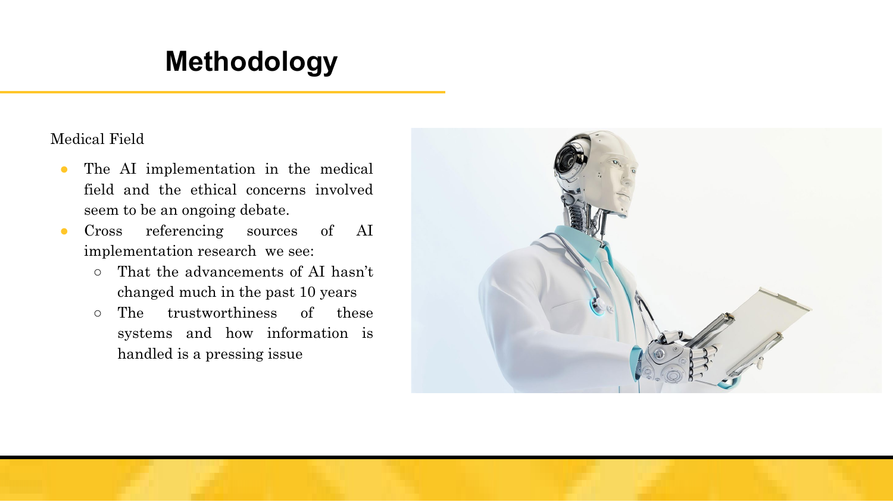# Methodology

Medical Field

- The AI implementation in the medical field and the ethical concerns involved seem to be an ongoing debate.
- Cross referencing sources of AI implementation research we see:
  - That the advancements of AI hasn't changed much in the past 10 years
  - The trustworthiness of these systems and how information is handled is a pressing issue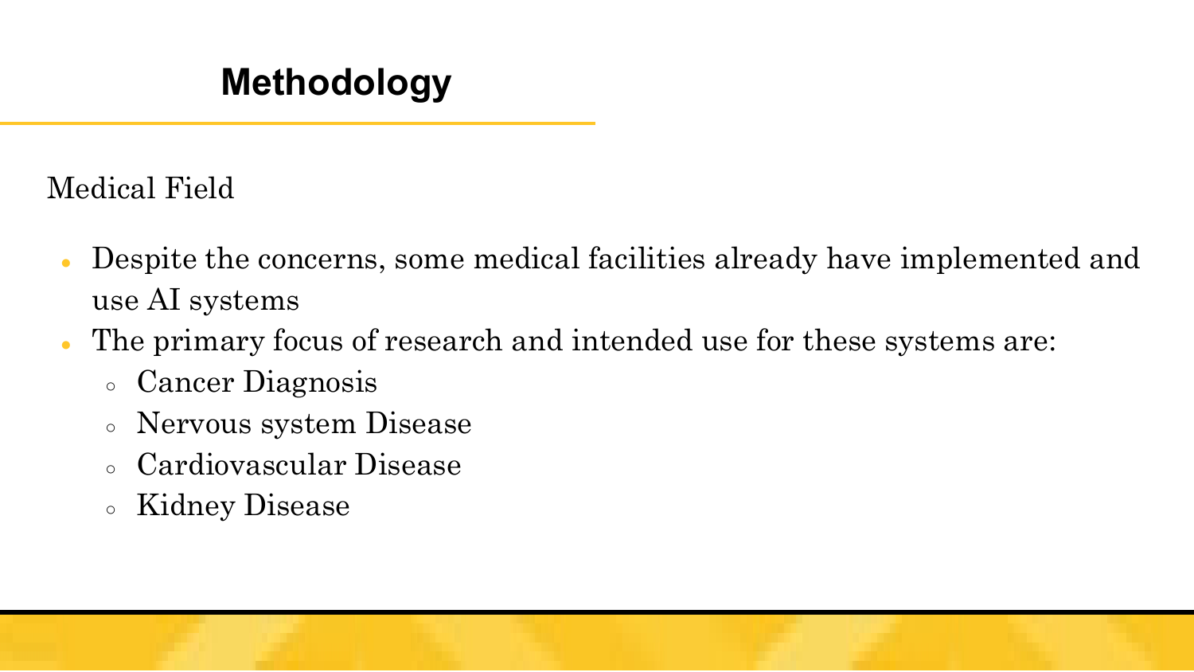# Methodology

Medical Field

- Despite the concerns, some medical facilities already have implemented and use AI systems
- The primary focus of research and intended use for these systems are:
  - Cancer Diagnosis
  - Nervous system Disease
  - Cardiovascular Disease
  - Kidney Disease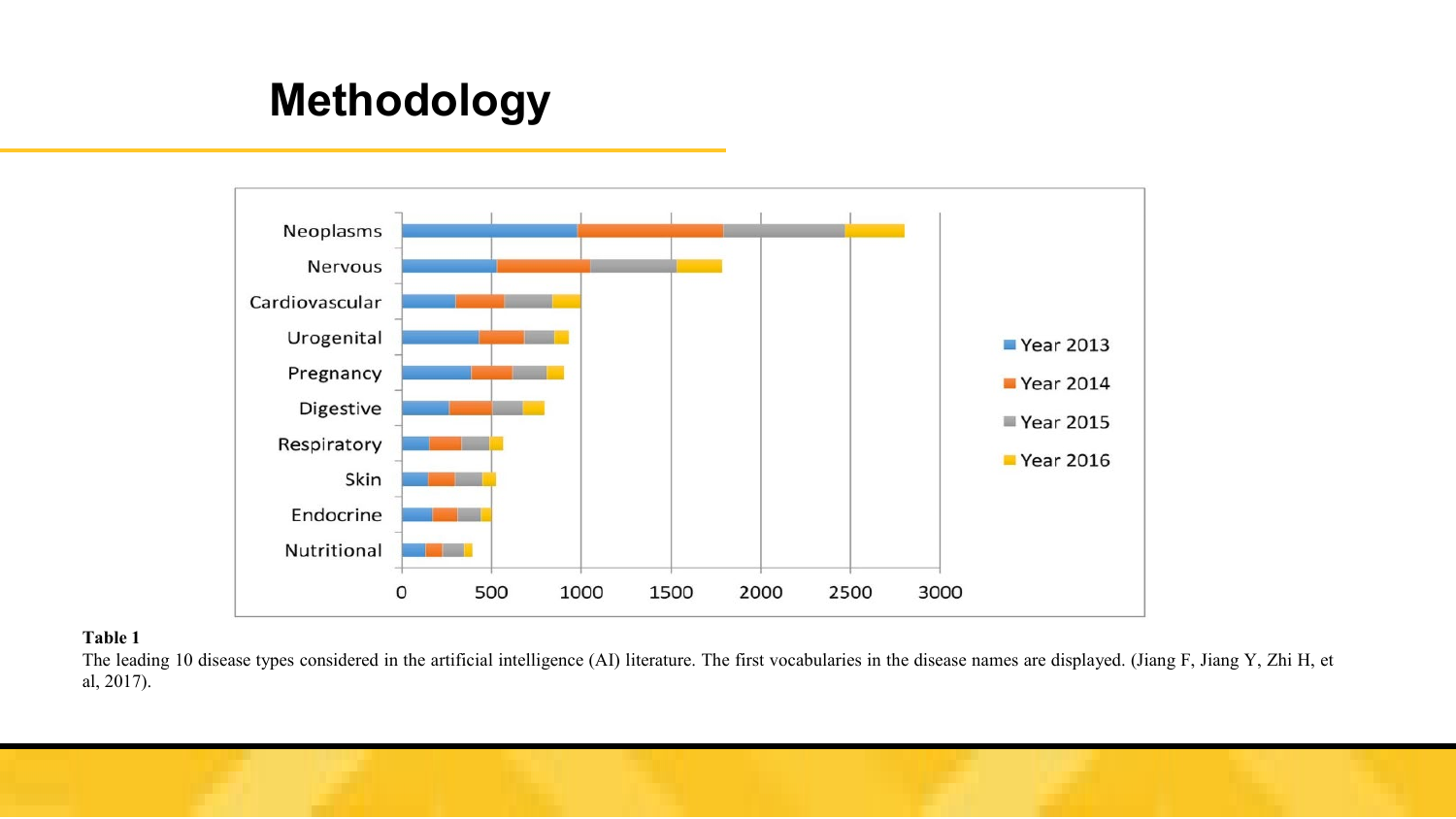# Methodology

**Table 1**

The leading 10 disease types considered in the artificial intelligence (AI) literature. The first vocabularies in the disease names are displayed. (Jiang F, Jiang Y, Zhi H, et al, 2017).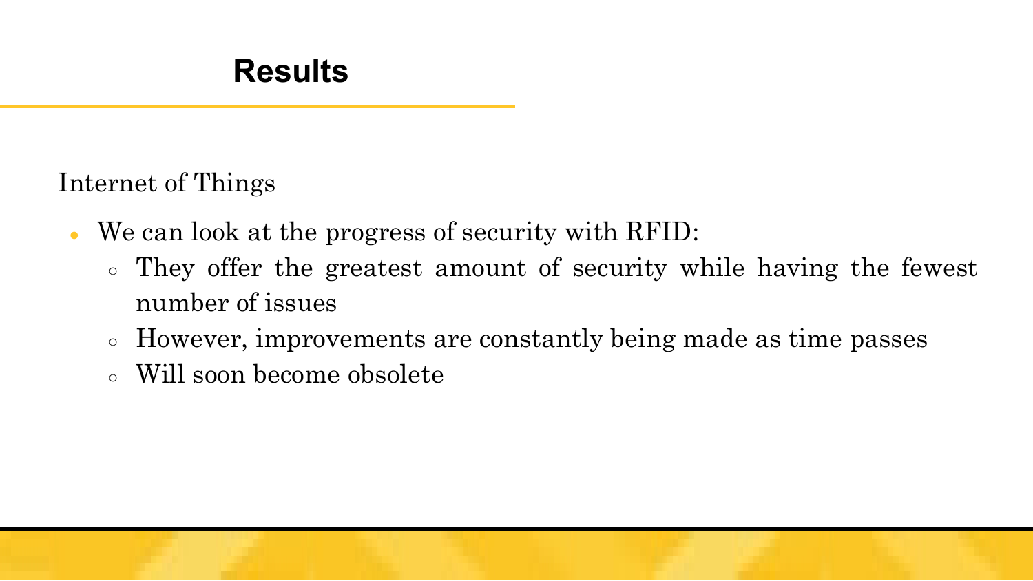# Results

Internet of Things

- We can look at the progress of security with RFID:
  - They offer the greatest amount of security while having the fewest number of issues
  - However, improvements are constantly being made as time passes
  - Will soon become obsolete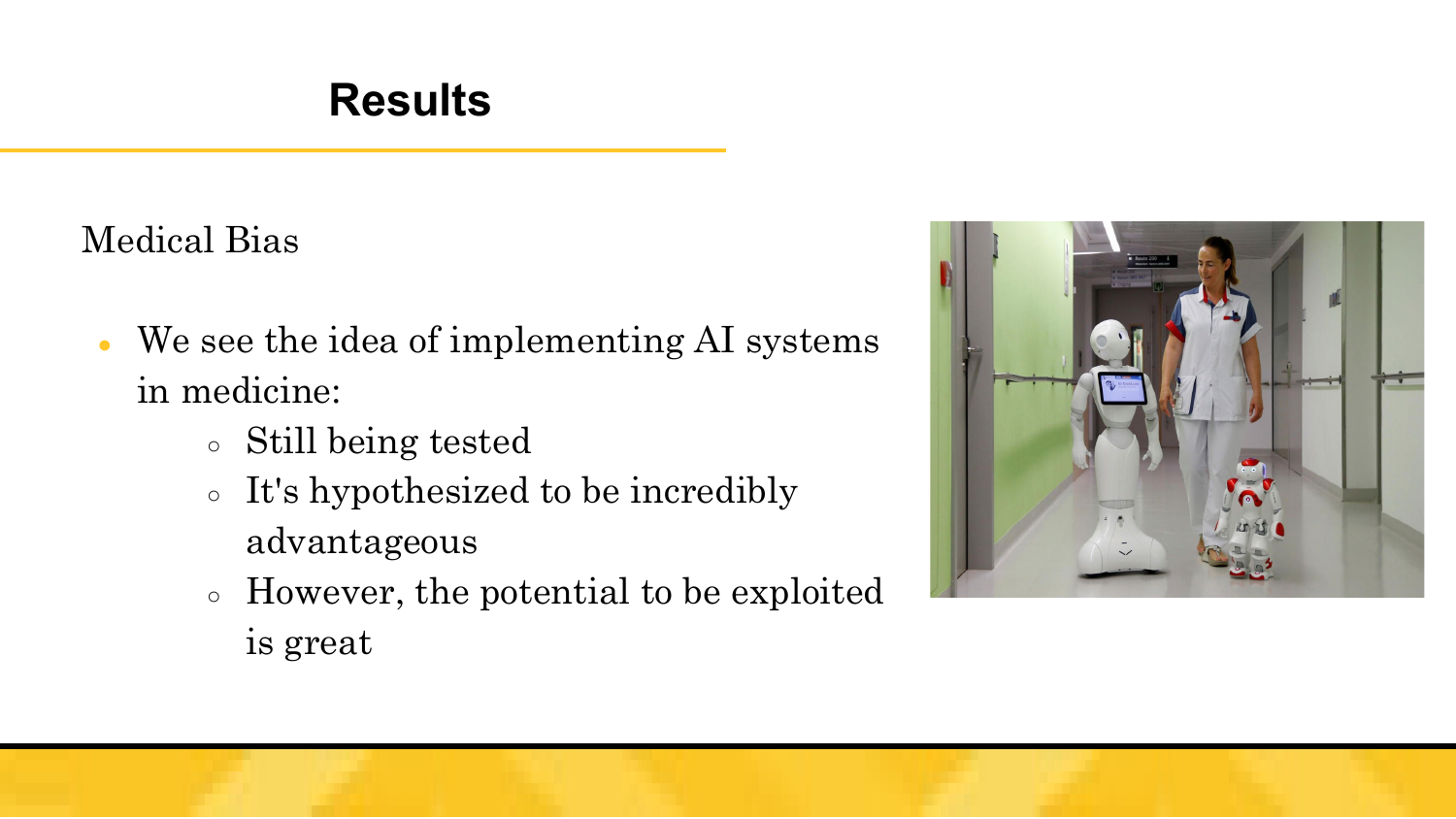# Results

Medical Bias

- We see the idea of implementing AI systems in medicine:
  - Still being tested
  - It's hypothesized to be incredibly advantageous
  - However, the potential to be exploited is great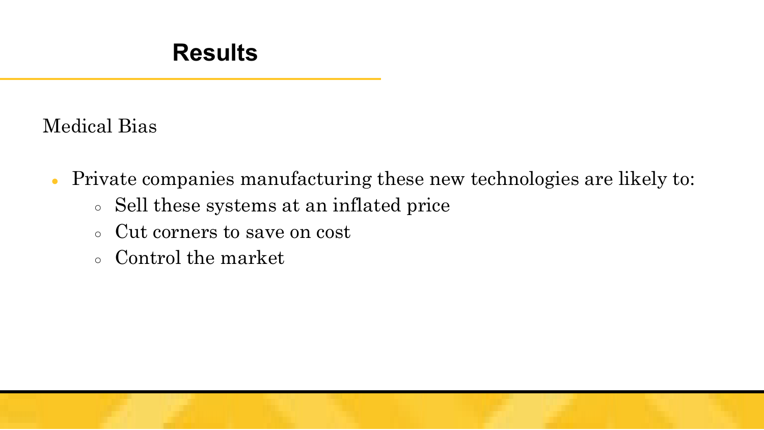# Results

Medical Bias

- Private companies manufacturing these new technologies are likely to:
  - Sell these systems at an inflated price
  - Cut corners to save on cost
  - Control the market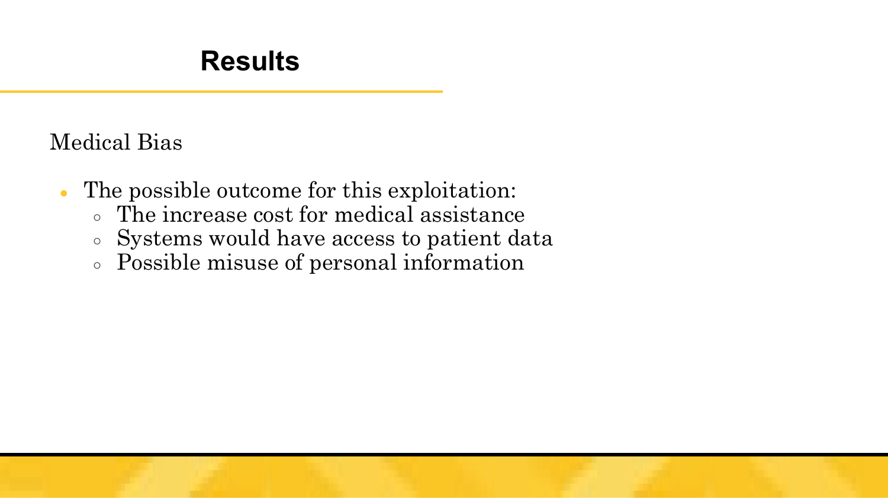# Results

Medial Bias

- The possible outcome for this exploitation:
  - The increase cost for medical assistance
  - Systems would have access to patient data
  - Possible misuse of personal information

# Results

Medical Bias

- The possible outcome for this exploitation:
  - The increase cost for medical assistance
  - Systems would have access to patient data
  - Possible misuse of personal information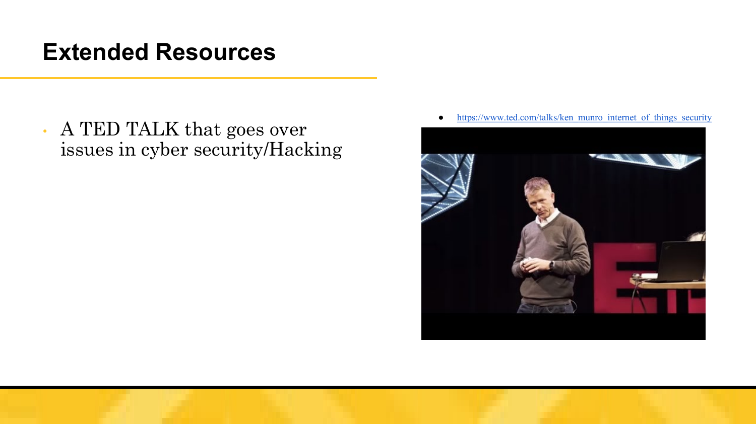# Extended Resources

- A TED TALK that goes over issues in cyber security/Hacking

- https://www.ted.com/talks/ken_munro_internet_of_things_security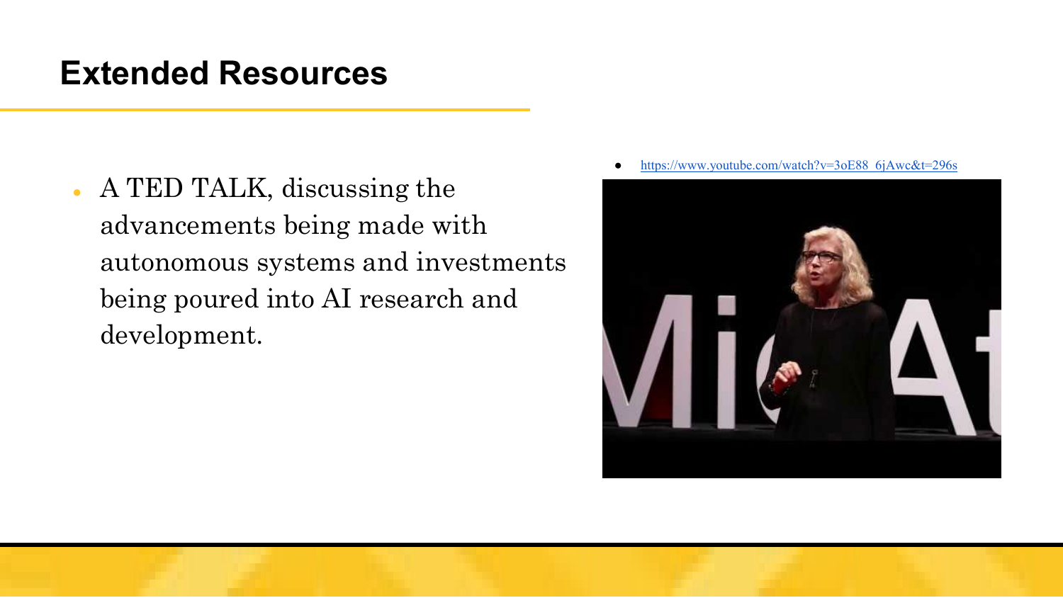# Extended Resources

- A TED TALK, discussing the advancements being made with autonomous systems and investments being poured into AI research and development.

- https://www.youtube.com/watch?v=3oE88_6jAwc&t=296s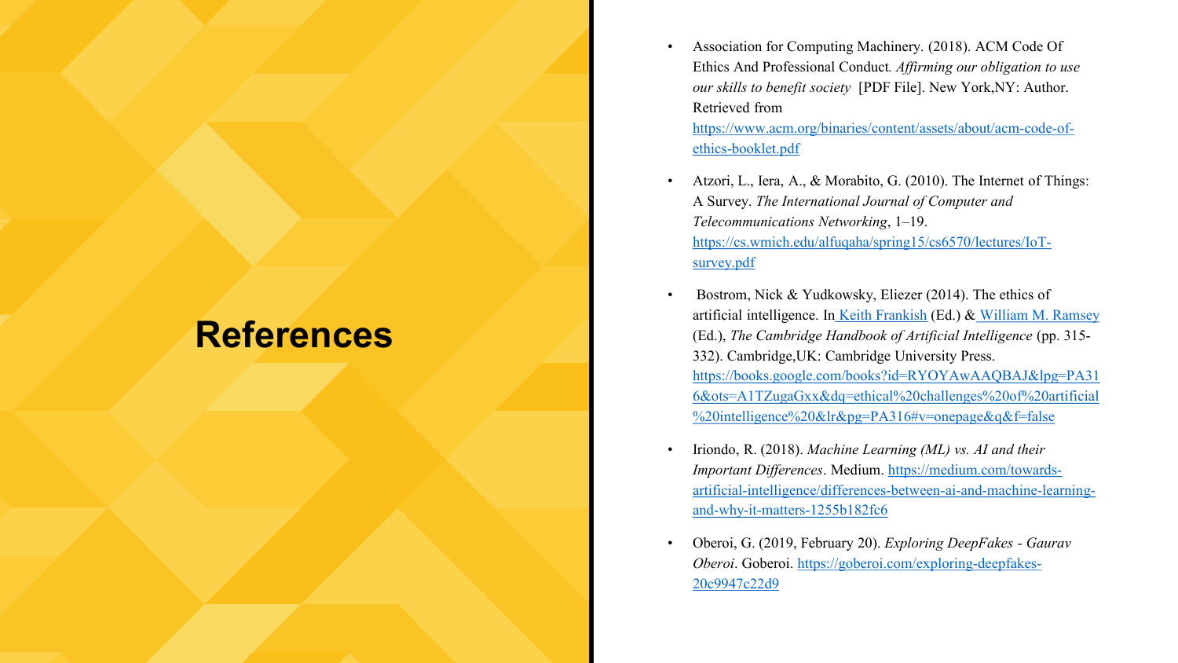# References

- Association for Computing Machinery. (2018). ACM Code Of Ethics And Professional Conduct. *Affirming our obligation to use our skills to benefit society* [PDF File]. New York,NY: Author. Retrieved from https://www.acm.org/binaries/content/assets/about/acm-code-of-ethics-booklet.pdf

- Atzori, L., Iera, A., & Morabito, G. (2010). The Internet of Things: A Survey. *The International Journal of Computer and Telecommunications Networking*, 1–19. https://cs.wmich.edu/alfuqaha/spring15/cs6570/lectures/IoT-survey.pdf

- Bostrom, Nick & Yudkowsky, Eliezer (2014). The ethics of artificial intelligence. In Keith Frankish (Ed.) & William M. Ramsey (Ed.), *The Cambridge Handbook of Artificial Intelligence* (pp. 315-332). Cambridge,UK: Cambridge University Press. https://books.google.com/books?id=RYOYAwAAQBAJ&lpg=PA316&ots=A1TZugaGxx&dq=ethical%20challenges%20of%20artificial%20intelligence%20&lr&pg=PA316#v=onepage&q&f=false

- Iriondo, R. (2018). *Machine Learning (ML) vs. AI and their Important Differences*. Medium. https://medium.com/towards-artificial-intelligence/differences-between-ai-and-machine-learning-and-why-it-matters-1255b182fc6

- Oberoi, G. (2019, February 20). *Exploring DeepFakes - Gaurav Oberoi*. Goberoi. https://goberoi.com/exploring-deepfakes-20c9947c22d9